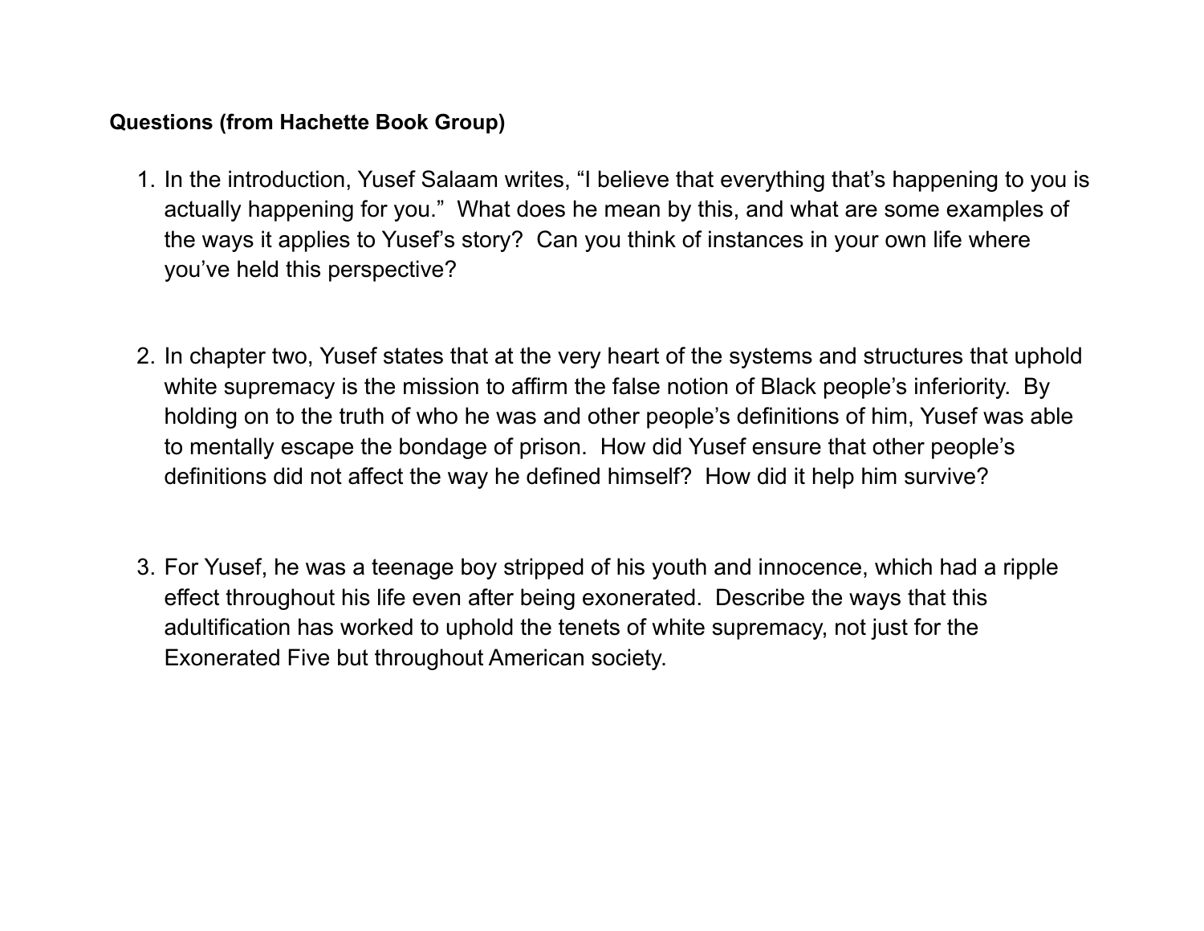**Questions (from Hachette Book Group)**

1. In the introduction, Yusef Salaam writes, “I believe that everything that’s happening to you is actually happening for you.” What does he mean by this, and what are some examples of the ways it applies to Yusef’s story? Can you think of instances in your own life where you’ve held this perspective?

2. In chapter two, Yusef states that at the very heart of the systems and structures that uphold white supremacy is the mission to affirm the false notion of Black people’s inferiority. By holding on to the truth of who he was and other people’s definitions of him, Yusef was able to mentally escape the bondage of prison. How did Yusef ensure that other people’s definitions did not affect the way he defined himself? How did it help him survive?

3. For Yusef, he was a teenage boy stripped of his youth and innocence, which had a ripple effect throughout his life even after being exonerated. Describe the ways that this adultification has worked to uphold the tenets of white supremacy, not just for the Exonerated Five but throughout American society.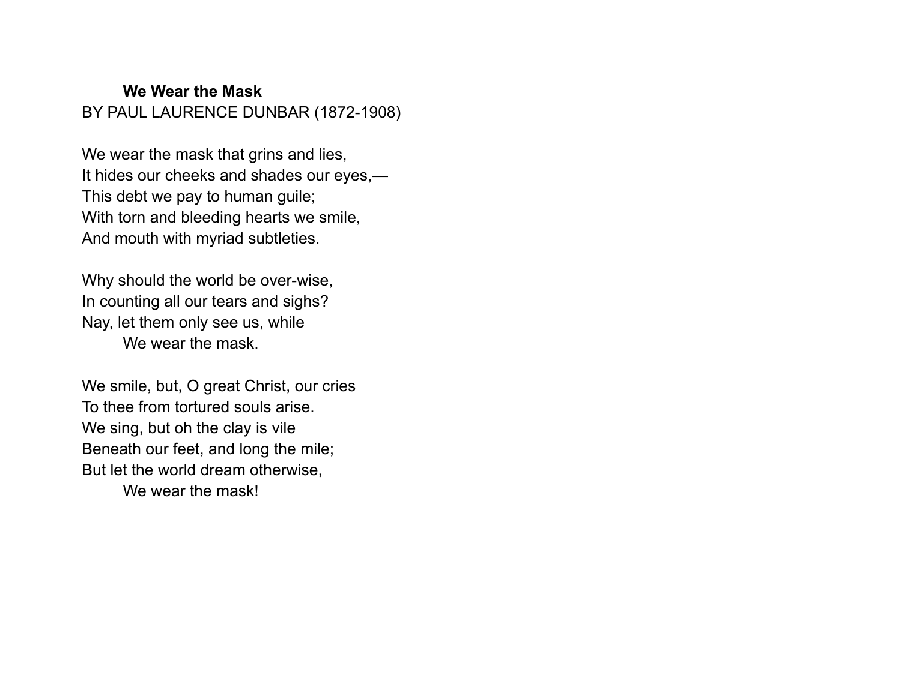**We Wear the Mask**

BY PAUL LAURENCE DUNBAR (1872-1908)

We wear the mask that grins and lies,  
It hides our cheeks and shades our eyes,—  
This debt we pay to human guile;  
With torn and bleeding hearts we smile,  
And mouth with myriad subtleties.

Why should the world be over-wise,  
In counting all our tears and sighs?  
Nay, let them only see us, while  
        We wear the mask.

We smile, but, O great Christ, our cries  
To thee from tortured souls arise.  
We sing, but oh the clay is vile  
Beneath our feet, and long the mile;  
But let the world dream otherwise,  
        We wear the mask!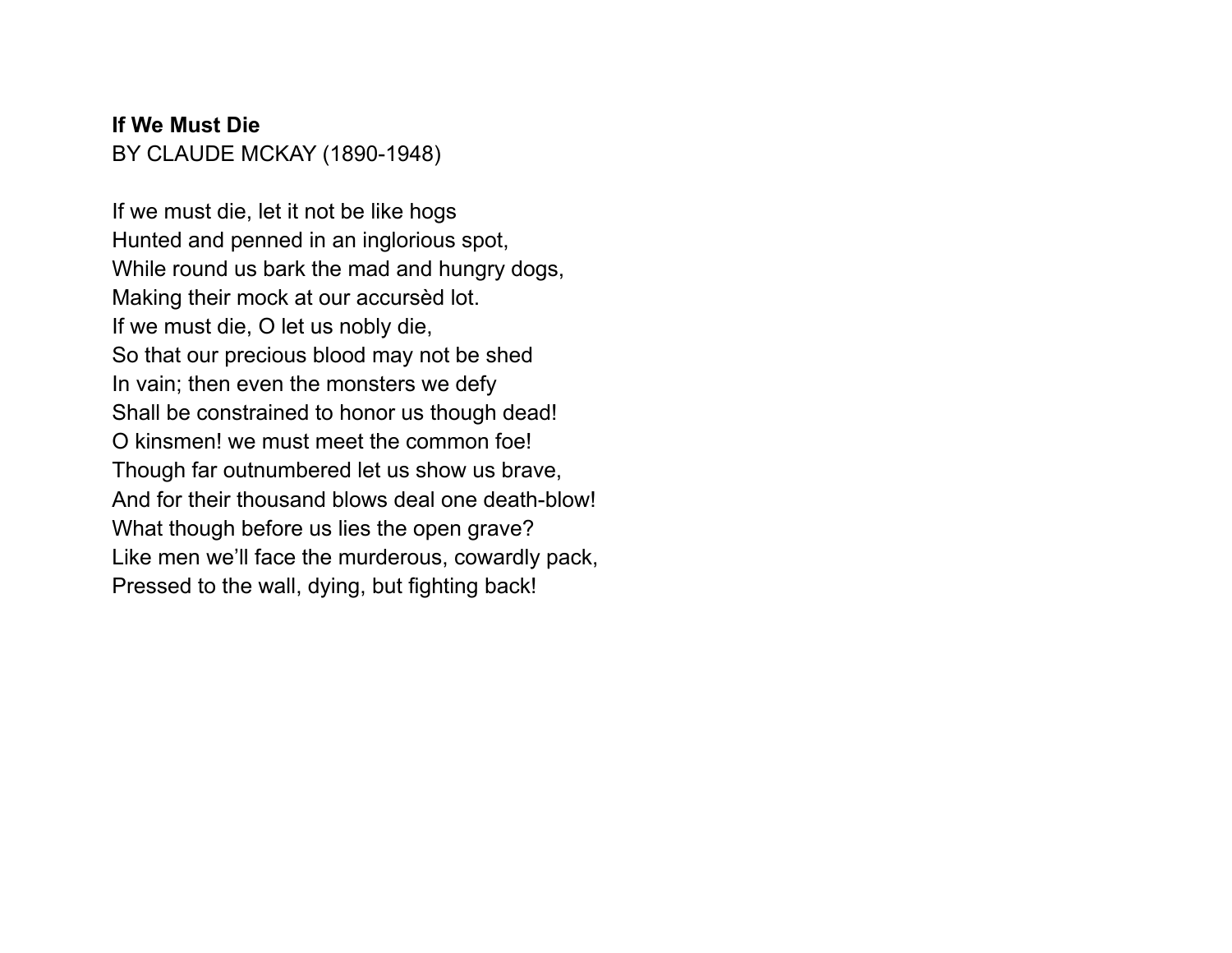**If We Must Die**
BY CLAUDE MCKAY (1890-1948)

If we must die, let it not be like hogs
Hunted and penned in an inglorious spot,
While round us bark the mad and hungry dogs,
Making their mock at our accursèd lot.
If we must die, O let us nobly die,
So that our precious blood may not be shed
In vain; then even the monsters we defy
Shall be constrained to honor us though dead!
O kinsmen! we must meet the common foe!
Though far outnumbered let us show us brave,
And for their thousand blows deal one death-blow!
What though before us lies the open grave?
Like men we'll face the murderous, cowardly pack,
Pressed to the wall, dying, but fighting back!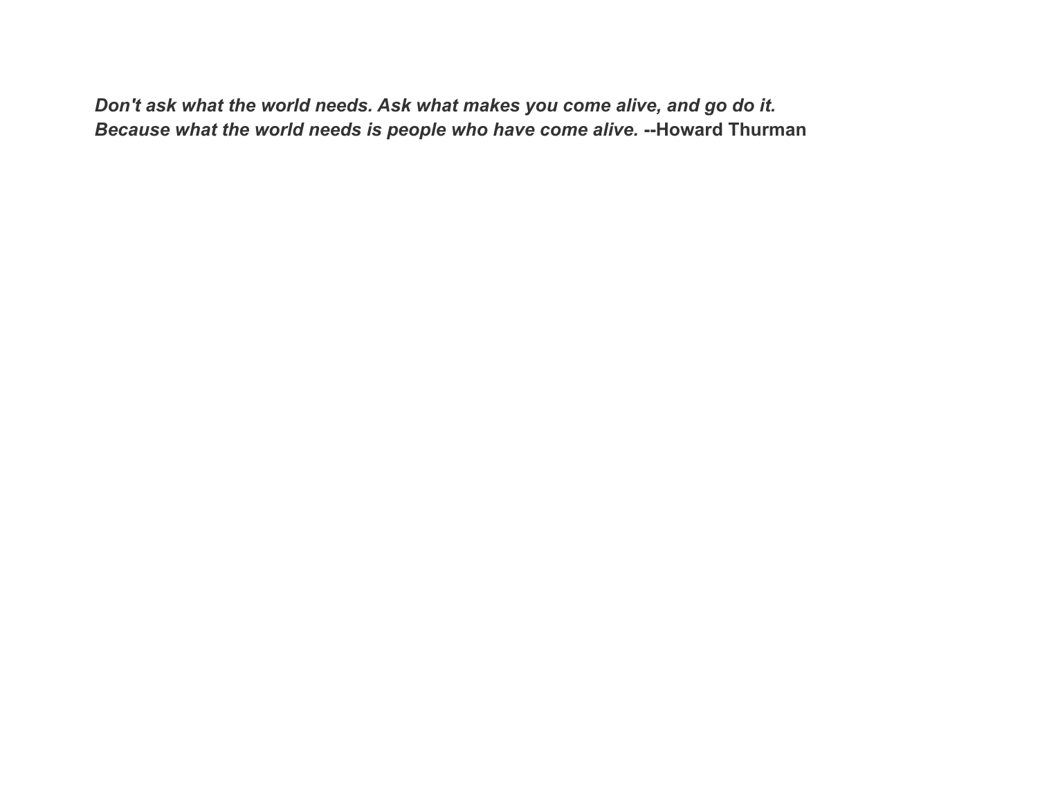***Don't ask what the world needs. Ask what makes you come alive, and go do it. Because what the world needs is people who have come alive.*** **--Howard Thurman**